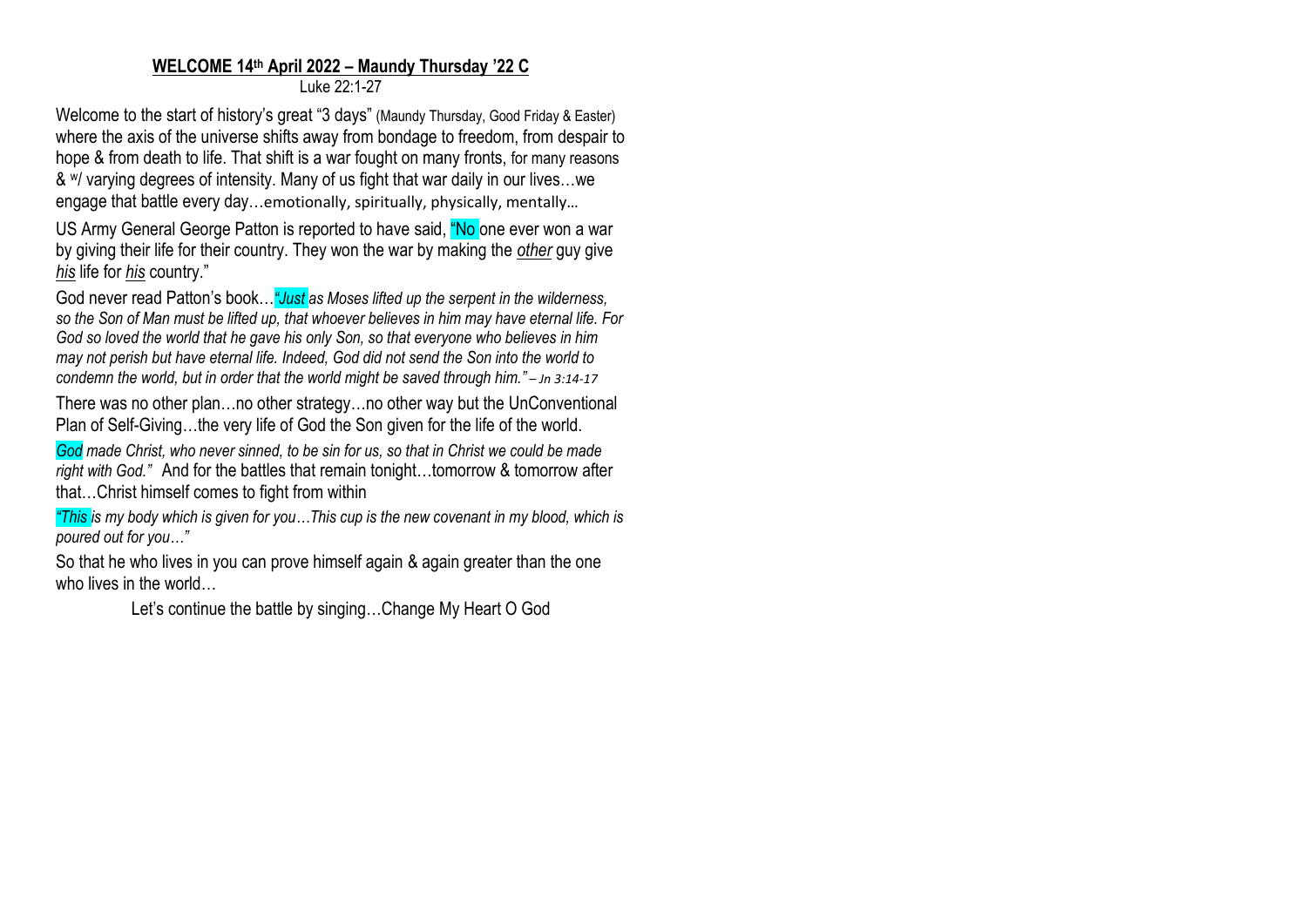**WELCOME 14th April 2022 – Maundy Thursday '22 C**

Luke 22:1-27

Welcome to the start of history's great "3 days" (Maundy Thursday, Good Friday & Easter) where the axis of the universe shifts away from bondage to freedom, from despair to hope & from death to life. That shift is a war fought on many fronts, for many reasons & w/ varying degrees of intensity. Many of us fight that war daily in our lives…we engage that battle every day…emotionally, spiritually, physically, mentally…

US Army General George Patton is reported to have said, "No one ever won a war by giving their life for their country. They won the war by making the *other* guy give *his* life for *his* country."

God never read Patton's book…*"Just as Moses lifted up the serpent in the wilderness, so the Son of Man must be lifted up, that whoever believes in him may have eternal life. For God so loved the world that he gave his only Son, so that everyone who believes in him may not perish but have eternal life. Indeed, God did not send the Son into the world to condemn the world, but in order that the world might be saved through him."* – *Jn 3:14-17*

There was no other plan…no other strategy…no other way but the UnConventional Plan of Self-Giving…the very life of God the Son given for the life of the world.

*God made Christ, who never sinned, to be sin for us, so that in Christ we could be made right with God."* And for the battles that remain tonight…tomorrow & tomorrow after that…Christ himself comes to fight from within

*"This is my body which is given for you…This cup is the new covenant in my blood, which is poured out for you…"*

So that he who lives in you can prove himself again & again greater than the one who lives in the world…

Let's continue the battle by singing…Change My Heart O God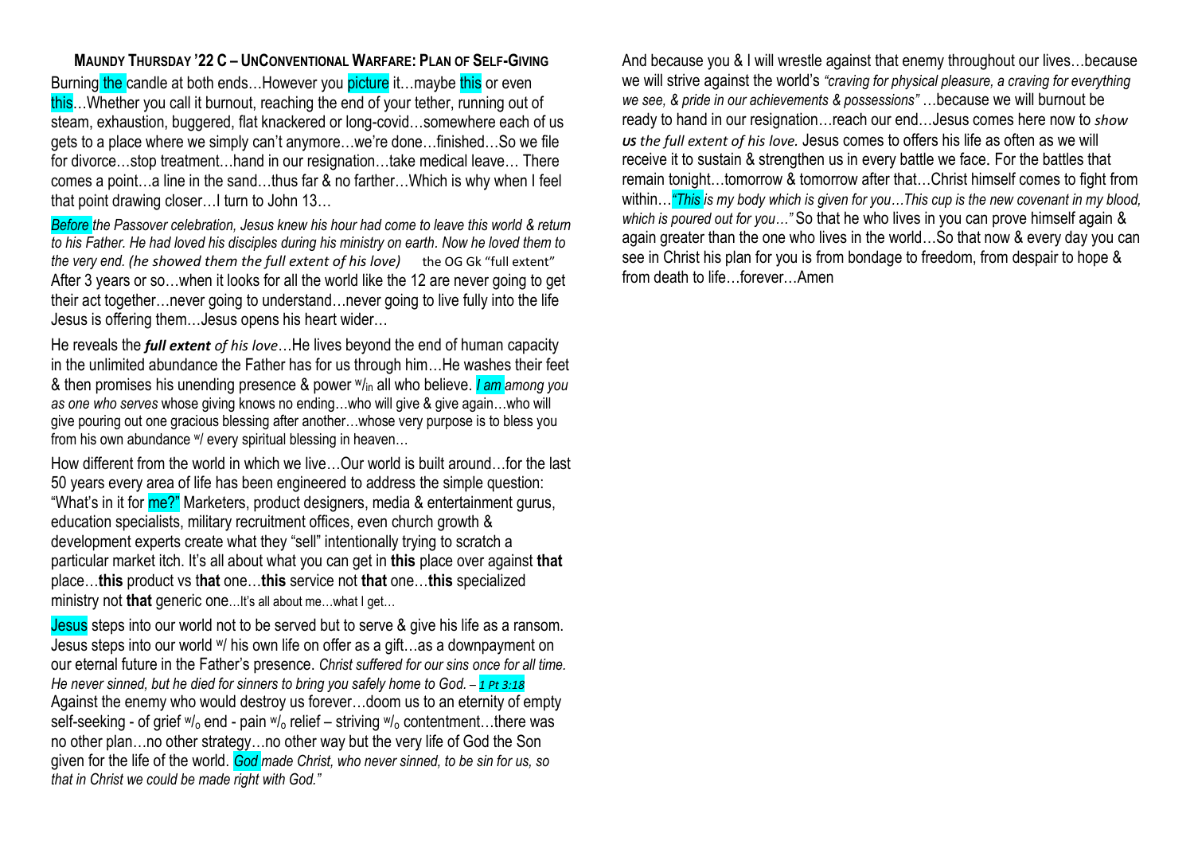**MAUNDY THURSDAY '22 C – UNCONVENTIONAL WARFARE: PLAN OF SELF-GIVING**

Burning the candle at both ends…However you picture it…maybe this or even this…Whether you call it burnout, reaching the end of your tether, running out of steam, exhaustion, buggered, flat knackered or long-covid…somewhere each of us gets to a place where we simply can't anymore…we're done…finished…So we file for divorce…stop treatment…hand in our resignation…take medical leave… There comes a point…a line in the sand…thus far & no farther…Which is why when I feel that point drawing closer…I turn to John 13…

*Before the Passover celebration, Jesus knew his hour had come to leave this world & return to his Father. He had loved his disciples during his ministry on earth. Now he loved them to the very end. (he showed them the full extent of his love)* the OG Gk "full extent" After 3 years or so…when it looks for all the world like the 12 are never going to get their act together…never going to understand…never going to live fully into the life Jesus is offering them…Jesus opens his heart wider…

He reveals the ***full extent** of his love*…He lives beyond the end of human capacity in the unlimited abundance the Father has for us through him…He washes their feet & then promises his unending presence & power w/in all who believe. *I am among you as one who serves* whose giving knows no ending…who will give & give again…who will give pouring out one gracious blessing after another…whose very purpose is to bless you from his own abundance w/ every spiritual blessing in heaven…

How different from the world in which we live…Our world is built around…for the last 50 years every area of life has been engineered to address the simple question: "What's in it for me?" Marketers, product designers, media & entertainment gurus, education specialists, military recruitment offices, even church growth & development experts create what they "sell" intentionally trying to scratch a particular market itch. It's all about what you can get in **this** place over against **that** place…**this** product vs t**hat** one…**this** service not **that** one…**this** specialized ministry not **that** generic one…It's all about me…what I get…

Jesus steps into our world not to be served but to serve & give his life as a ransom. Jesus steps into our world w/ his own life on offer as a gift…as a downpayment on our eternal future in the Father's presence. *Christ suffered for our sins once for all time. He never sinned, but he died for sinners to bring you safely home to God. – 1 Pt 3:18* Against the enemy who would destroy us forever…doom us to an eternity of empty self-seeking - of grief w/o end - pain w/o relief – striving w/o contentment…there was no other plan…no other strategy…no other way but the very life of God the Son given for the life of the world. *God made Christ, who never sinned, to be sin for us, so that in Christ we could be made right with God."*

And because you & I will wrestle against that enemy throughout our lives…because we will strive against the world's *"craving for physical pleasure, a craving for everything we see, & pride in our achievements & possessions"* …because we will burnout be ready to hand in our resignation…reach our end…Jesus comes here now to *show us the full extent of his love.* Jesus comes to offers his life as often as we will receive it to sustain & strengthen us in every battle we face. For the battles that remain tonight…tomorrow & tomorrow after that…Christ himself comes to fight from within…*"This is my body which is given for you…This cup is the new covenant in my blood, which is poured out for you…"* So that he who lives in you can prove himself again & again greater than the one who lives in the world…So that now & every day you can see in Christ his plan for you is from bondage to freedom, from despair to hope & from death to life…forever…Amen